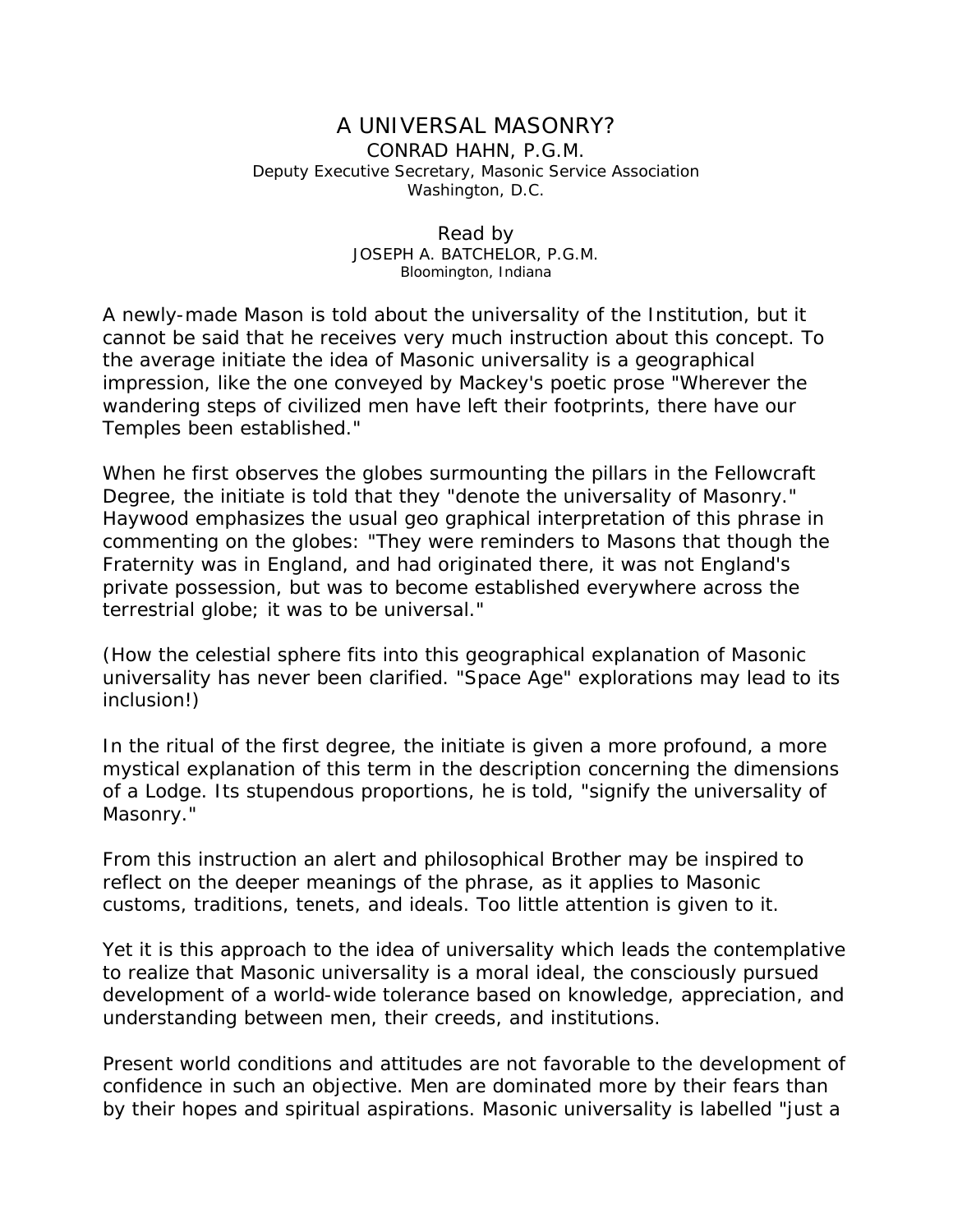# A UNIVERSAL MASONRY?

CONRAD HAHN, P.G.M.
Deputy Executive Secretary, Masonic Service Association
Washington, D.C.

Read by
JOSEPH A. BATCHELOR, P.G.M.
Bloomington, Indiana

A newly-made Mason is told about the universality of the Institution, but it cannot be said that he receives very much instruction about this concept. To the average initiate the idea of Masonic universality is a geographical impression, like the one conveyed by Mackey's poetic prose "Wherever the wandering steps of civilized men have left their footprints, there have our Temples been established."

When he first observes the globes surmounting the pillars in the Fellowcraft Degree, the initiate is told that they "denote the universality of Masonry." Haywood emphasizes the usual geo graphical interpretation of this phrase in commenting on the globes: "They were reminders to Masons that though the Fraternity was in England, and had originated there, it was not England's private possession, but was to become established everywhere across the terrestrial globe; it was to be universal."

(How the celestial sphere fits into this geographical explanation of Masonic universality has never been clarified. "Space Age" explorations may lead to its inclusion!)

In the ritual of the first degree, the initiate is given a more profound, a more mystical explanation of this term in the description concerning the dimensions of a Lodge. Its stupendous proportions, he is told, "signify the universality of Masonry."

From this instruction an alert and philosophical Brother may be inspired to reflect on the deeper meanings of the phrase, as it applies to Masonic customs, traditions, tenets, and ideals. Too little attention is given to it.

Yet it is this approach to the idea of universality which leads the contemplative to realize that Masonic universality is a moral ideal, the consciously pursued development of a world-wide tolerance based on knowledge, appreciation, and understanding between men, their creeds, and institutions.

Present world conditions and attitudes are not favorable to the development of confidence in such an objective. Men are dominated more by their fears than by their hopes and spiritual aspirations. Masonic universality is labelled "just a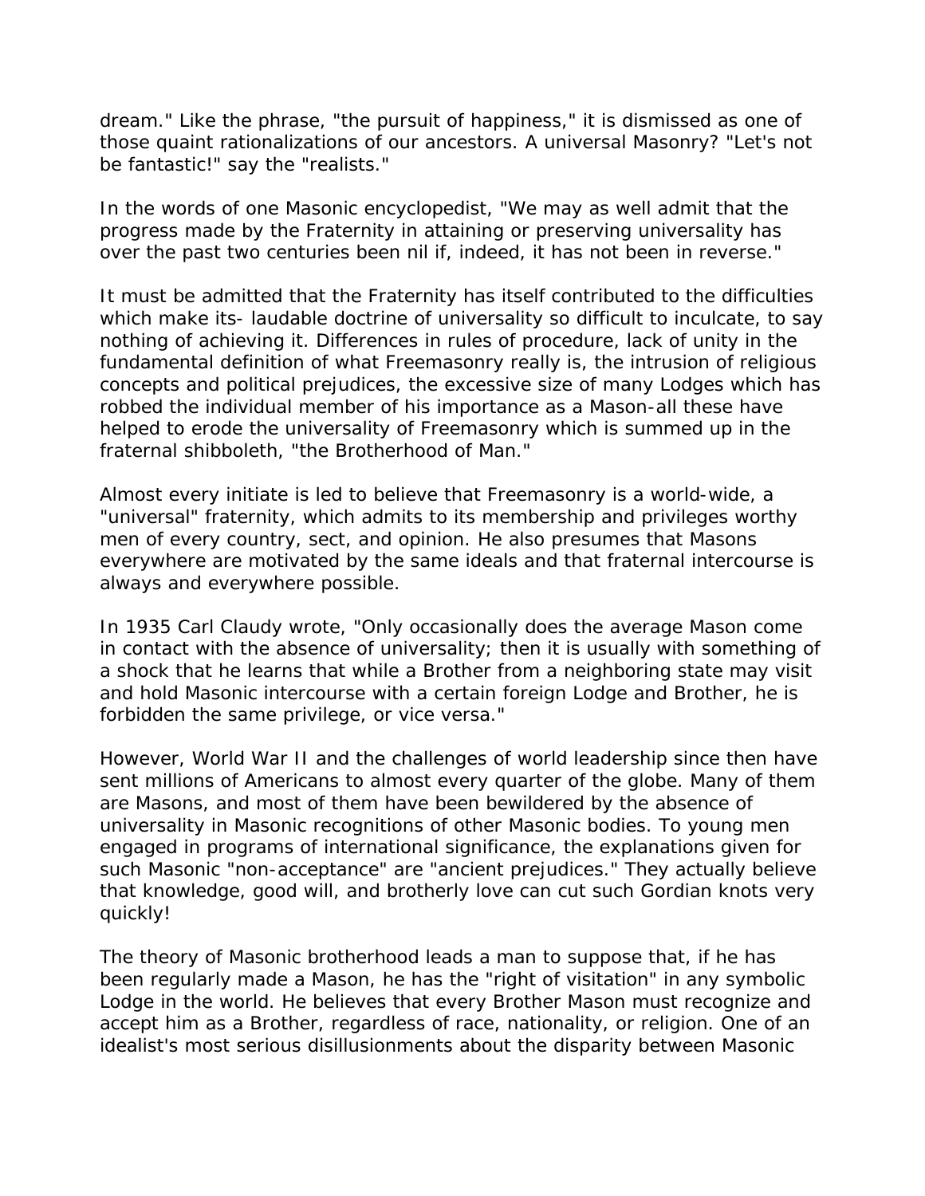dream." Like the phrase, "the pursuit of happiness," it is dismissed as one of those quaint rationalizations of our ancestors. A universal Masonry? "Let's not be fantastic!" say the "realists."

In the words of one Masonic encyclopedist, "We may as well admit that the progress made by the Fraternity in attaining or preserving universality has over the past two centuries been nil if, indeed, it has not been in reverse."

It must be admitted that the Fraternity has itself contributed to the difficulties which make its- laudable doctrine of universality so difficult to inculcate, to say nothing of achieving it. Differences in rules of procedure, lack of unity in the fundamental definition of what Freemasonry really is, the intrusion of religious concepts and political prejudices, the excessive size of many Lodges which has robbed the individual member of his importance as a Mason-all these have helped to erode the universality of Freemasonry which is summed up in the fraternal shibboleth, "the Brotherhood of Man."

Almost every initiate is led to believe that Freemasonry is a world-wide, a "universal" fraternity, which admits to its membership and privileges worthy men of every country, sect, and opinion. He also presumes that Masons everywhere are motivated by the same ideals and that fraternal intercourse is always and everywhere possible.

In 1935 Carl Claudy wrote, "Only occasionally does the average Mason come in contact with the absence of universality; then it is usually with something of a shock that he learns that while a Brother from a neighboring state may visit and hold Masonic intercourse with a certain foreign Lodge and Brother, he is forbidden the same privilege, or vice versa."

However, World War II and the challenges of world leadership since then have sent millions of Americans to almost every quarter of the globe. Many of them are Masons, and most of them have been bewildered by the absence of universality in Masonic recognitions of other Masonic bodies. To young men engaged in programs of international significance, the explanations given for such Masonic "non-acceptance" are "ancient prejudices." They actually believe that knowledge, good will, and brotherly love can cut such Gordian knots very quickly!

The theory of Masonic brotherhood leads a man to suppose that, if he has been regularly made a Mason, he has the "right of visitation" in any symbolic Lodge in the world. He believes that every Brother Mason must recognize and accept him as a Brother, regardless of race, nationality, or religion. One of an idealist's most serious disillusionments about the disparity between Masonic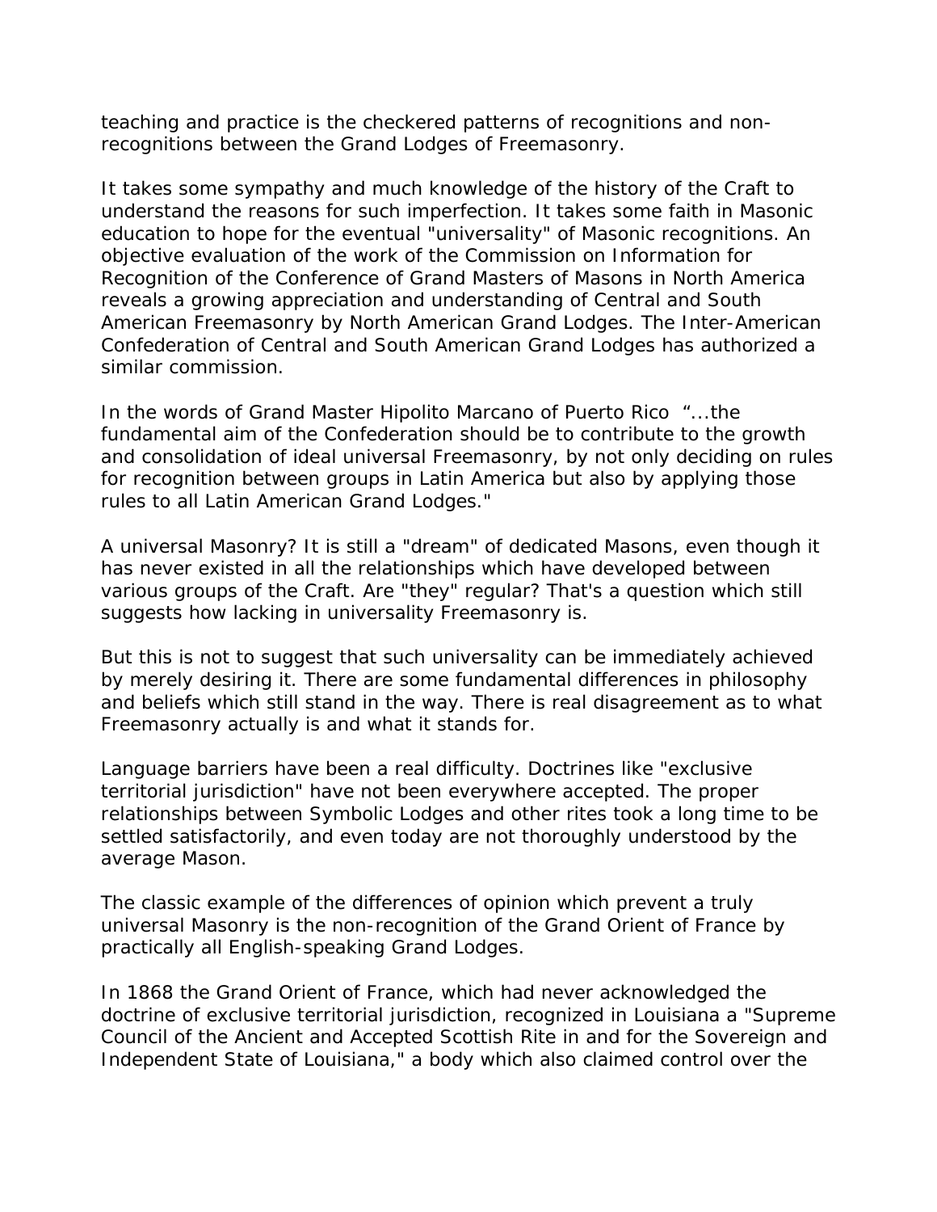teaching and practice is the checkered patterns of recognitions and non-recognitions between the Grand Lodges of Freemasonry.

It takes some sympathy and much knowledge of the history of the Craft to understand the reasons for such imperfection. It takes some faith in Masonic education to hope for the eventual "universality" of Masonic recognitions. An objective evaluation of the work of the Commission on Information for Recognition of the Conference of Grand Masters of Masons in North America reveals a growing appreciation and understanding of Central and South American Freemasonry by North American Grand Lodges. The Inter-American Confederation of Central and South American Grand Lodges has authorized a similar commission.

In the words of Grand Master Hipolito Marcano of Puerto Rico "...the fundamental aim of the Confederation should be to contribute to the growth and consolidation of ideal universal Freemasonry, by not only deciding on rules for recognition between groups in Latin America but also by applying those rules to all Latin American Grand Lodges."

A universal Masonry? It is still a "dream" of dedicated Masons, even though it has never existed in all the relationships which have developed between various groups of the Craft. Are "they" regular? That's a question which still suggests how lacking in universality Freemasonry is.

But this is not to suggest that such universality can be immediately achieved by merely desiring it. There are some fundamental differences in philosophy and beliefs which still stand in the way. There is real disagreement as to what Freemasonry actually is and what it stands for.

Language barriers have been a real difficulty. Doctrines like "exclusive territorial jurisdiction" have not been everywhere accepted. The proper relationships between Symbolic Lodges and other rites took a long time to be settled satisfactorily, and even today are not thoroughly understood by the average Mason.

The classic example of the differences of opinion which prevent a truly universal Masonry is the non-recognition of the Grand Orient of France by practically all English-speaking Grand Lodges.

In 1868 the Grand Orient of France, which had never acknowledged the doctrine of exclusive territorial jurisdiction, recognized in Louisiana a "Supreme Council of the Ancient and Accepted Scottish Rite in and for the Sovereign and Independent State of Louisiana," a body which also claimed control over the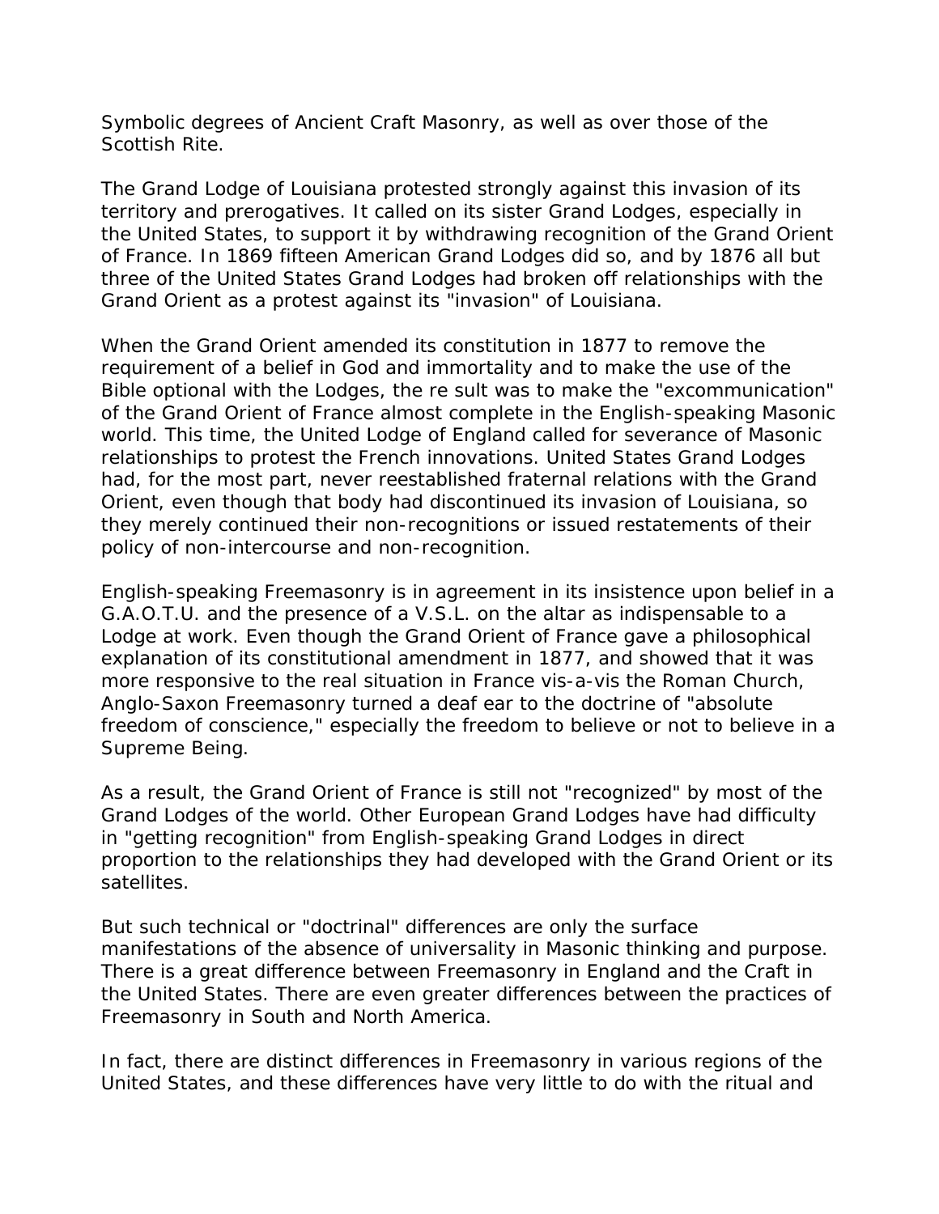Symbolic degrees of Ancient Craft Masonry, as well as over those of the Scottish Rite.

The Grand Lodge of Louisiana protested strongly against this invasion of its territory and prerogatives. It called on its sister Grand Lodges, especially in the United States, to support it by withdrawing recognition of the Grand Orient of France. In 1869 fifteen American Grand Lodges did so, and by 1876 all but three of the United States Grand Lodges had broken off relationships with the Grand Orient as a protest against its "invasion" of Louisiana.

When the Grand Orient amended its constitution in 1877 to remove the requirement of a belief in God and immortality and to make the use of the Bible optional with the Lodges, the re sult was to make the "excommunication" of the Grand Orient of France almost complete in the English-speaking Masonic world. This time, the United Lodge of England called for severance of Masonic relationships to protest the French innovations. United States Grand Lodges had, for the most part, never reestablished fraternal relations with the Grand Orient, even though that body had discontinued its invasion of Louisiana, so they merely continued their non-recognitions or issued restatements of their policy of non-intercourse and non-recognition.

English-speaking Freemasonry is in agreement in its insistence upon belief in a G.A.O.T.U. and the presence of a V.S.L. on the altar as indispensable to a Lodge at work. Even though the Grand Orient of France gave a philosophical explanation of its constitutional amendment in 1877, and showed that it was more responsive to the real situation in France vis-a-vis the Roman Church, Anglo-Saxon Freemasonry turned a deaf ear to the doctrine of "absolute freedom of conscience," especially the freedom to believe or not to believe in a Supreme Being.

As a result, the Grand Orient of France is still not "recognized" by most of the Grand Lodges of the world. Other European Grand Lodges have had difficulty in "getting recognition" from English-speaking Grand Lodges in direct proportion to the relationships they had developed with the Grand Orient or its satellites.

But such technical or "doctrinal" differences are only the surface manifestations of the absence of universality in Masonic thinking and purpose. There is a great difference between Freemasonry in England and the Craft in the United States. There are even greater differences between the practices of Freemasonry in South and North America.

In fact, there are distinct differences in Freemasonry in various regions of the United States, and these differences have very little to do with the ritual and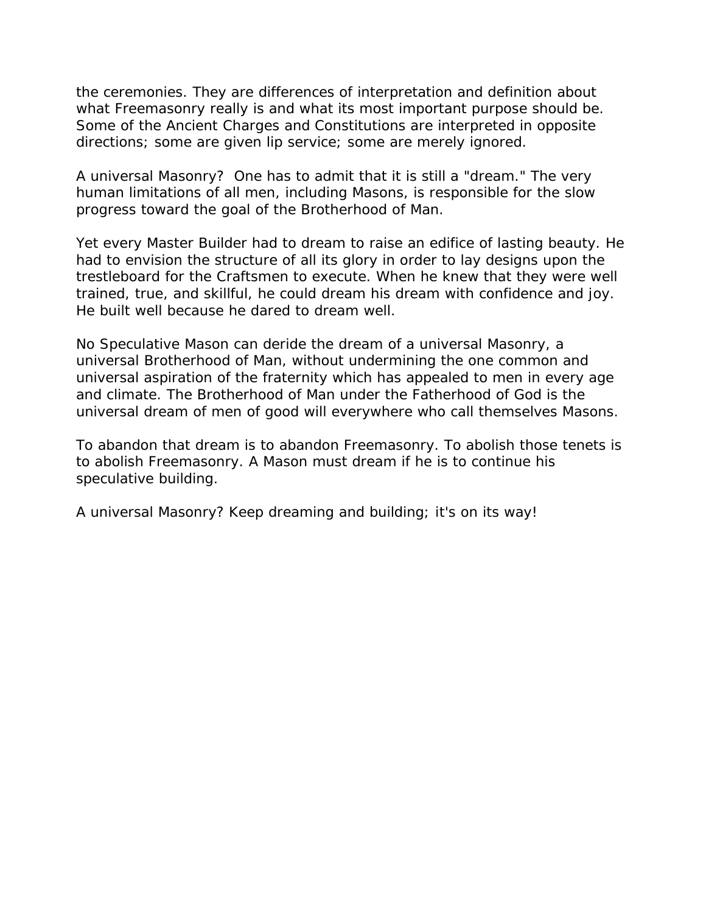the ceremonies. They are differences of interpretation and definition about what Freemasonry really is and what its most important purpose should be. Some of the Ancient Charges and Constitutions are interpreted in opposite directions; some are given lip service; some are merely ignored.

A universal Masonry? One has to admit that it is still a "dream." The very human limitations of all men, including Masons, is responsible for the slow progress toward the goal of the Brotherhood of Man.

Yet every Master Builder had to dream to raise an edifice of lasting beauty. He had to envision the structure of all its glory in order to lay designs upon the trestleboard for the Craftsmen to execute. When he knew that they were well trained, true, and skillful, he could dream his dream with confidence and joy. He built well because he dared to dream well.

No Speculative Mason can deride the dream of a universal Masonry, a universal Brotherhood of Man, without undermining the one common and universal aspiration of the fraternity which has appealed to men in every age and climate. The Brotherhood of Man under the Fatherhood of God is the universal dream of men of good will everywhere who call themselves Masons.

To abandon that dream is to abandon Freemasonry. To abolish those tenets is to abolish Freemasonry. A Mason must dream if he is to continue his speculative building.

A universal Masonry? Keep dreaming and building; it's on its way!